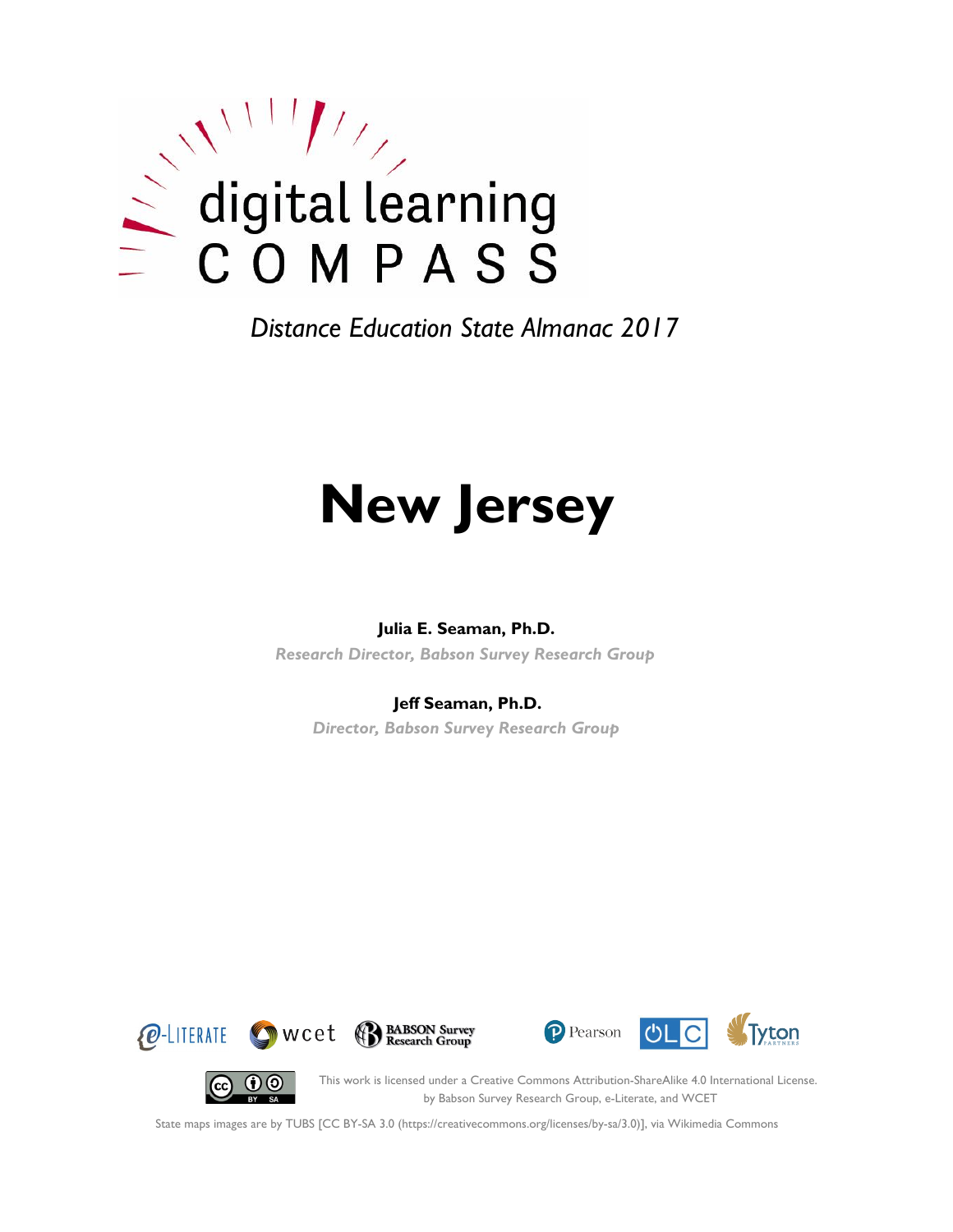digital learning
COMPASS

*Distance Education State Almanac 2017*

# New Jersey

**Julia E. Seaman, Ph.D.**
*Research Director, Babson Survey Research Group*

**Jeff Seaman, Ph.D.**
*Director, Babson Survey Research Group*

e-LITERATE wcet BABSON Survey Research Group Pearson OLC Tyton PARTNERS

This work is licensed under a Creative Commons Attribution-ShareAlike 4.0 International License. by Babson Survey Research Group, e-Literate, and WCET

State maps images are by TUBS [CC BY-SA 3.0 (https://creativecommons.org/licenses/by-sa/3.0)], via Wikimedia Commons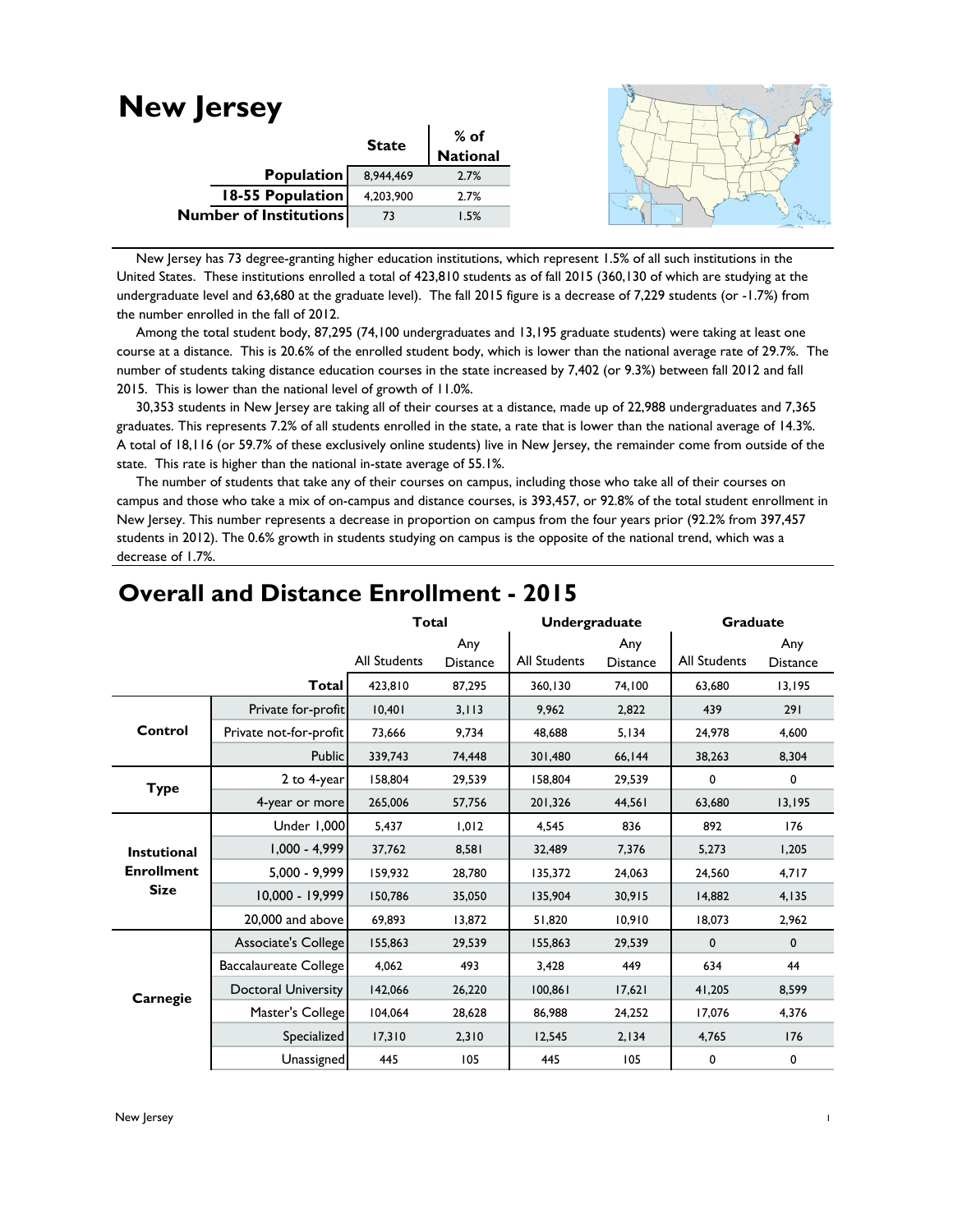# New Jersey

| | State | % of National |
|---|---|---|
| **Population** | 8,944,469 | 2.7% |
| **18-55 Population** | 4,203,900 | 2.7% |
| **Number of Institutions** | 73 | 1.5% |

New Jersey has 73 degree-granting higher education institutions, which represent 1.5% of all such institutions in the United States. These institutions enrolled a total of 423,810 students as of fall 2015 (360,130 of which are studying at the undergraduate level and 63,680 at the graduate level). The fall 2015 figure is a decrease of 7,229 students (or -1.7%) from the number enrolled in the fall of 2012.

Among the total student body, 87,295 (74,100 undergraduates and 13,195 graduate students) were taking at least one course at a distance. This is 20.6% of the enrolled student body, which is lower than the national average rate of 29.7%. The number of students taking distance education courses in the state increased by 7,402 (or 9.3%) between fall 2012 and fall 2015. This is lower than the national level of growth of 11.0%.

30,353 students in New Jersey are taking all of their courses at a distance, made up of 22,988 undergraduates and 7,365 graduates. This represents 7.2% of all students enrolled in the state, a rate that is lower than the national average of 14.3%. A total of 18,116 (or 59.7% of these exclusively online students) live in New Jersey, the remainder come from outside of the state. This rate is higher than the national in-state average of 55.1%.

The number of students that take any of their courses on campus, including those who take all of their courses on campus and those who take a mix of on-campus and distance courses, is 393,457, or 92.8% of the total student enrollment in New Jersey. This number represents a decrease in proportion on campus from the four years prior (92.2% from 397,457 students in 2012). The 0.6% growth in students studying on campus is the opposite of the national trend, which was a decrease of 1.7%.

## Overall and Distance Enrollment - 2015

| | | Total | | Undergraduate | | Graduate | |
|---|---|---|---|---|---|---|---|
| | | All Students | Any Distance | All Students | Any Distance | All Students | Any Distance |
| | **Total** | 423,810 | 87,295 | 360,130 | 74,100 | 63,680 | 13,195 |
| **Control** | Private for-profit | 10,401 | 3,113 | 9,962 | 2,822 | 439 | 291 |
| | Private not-for-profit | 73,666 | 9,734 | 48,688 | 5,134 | 24,978 | 4,600 |
| | Public | 339,743 | 74,448 | 301,480 | 66,144 | 38,263 | 8,304 |
| **Type** | 2 to 4-year | 158,804 | 29,539 | 158,804 | 29,539 | 0 | 0 |
| | 4-year or more | 265,006 | 57,756 | 201,326 | 44,561 | 63,680 | 13,195 |
| **Instutional Enrollment Size** | Under 1,000 | 5,437 | 1,012 | 4,545 | 836 | 892 | 176 |
| | 1,000 - 4,999 | 37,762 | 8,581 | 32,489 | 7,376 | 5,273 | 1,205 |
| | 5,000 - 9,999 | 159,932 | 28,780 | 135,372 | 24,063 | 24,560 | 4,717 |
| | 10,000 - 19,999 | 150,786 | 35,050 | 135,904 | 30,915 | 14,882 | 4,135 |
| | 20,000 and above | 69,893 | 13,872 | 51,820 | 10,910 | 18,073 | 2,962 |
| **Carnegie** | Associate's College | 155,863 | 29,539 | 155,863 | 29,539 | 0 | 0 |
| | Baccalaureate College | 4,062 | 493 | 3,428 | 449 | 634 | 44 |
| | Doctoral University | 142,066 | 26,220 | 100,861 | 17,621 | 41,205 | 8,599 |
| | Master's College | 104,064 | 28,628 | 86,988 | 24,252 | 17,076 | 4,376 |
| | Specialized | 17,310 | 2,310 | 12,545 | 2,134 | 4,765 | 176 |
| | Unassigned | 445 | 105 | 445 | 105 | 0 | 0 |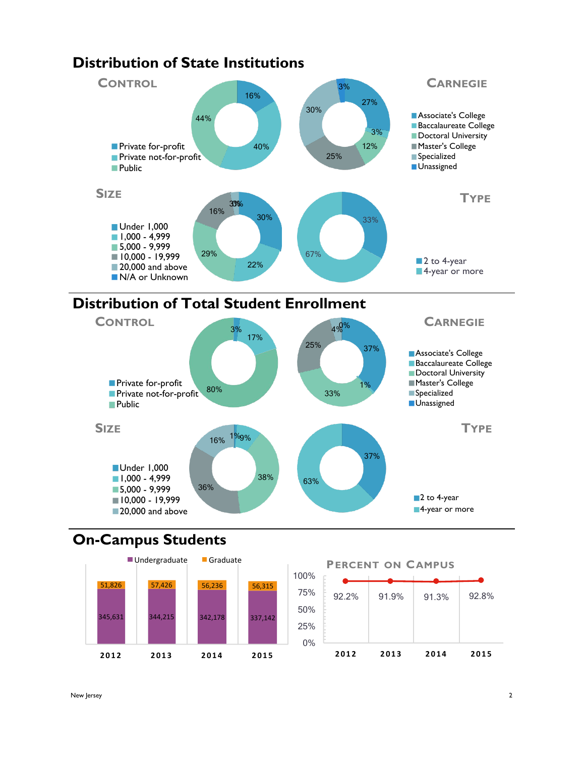## Distribution of State Institutions

### Control

- Private for-profit: 16%
- Private not-for-profit: 40%
- Public: 44%

### Carnegie

- Associate's College: 27%
- Baccalaureate College: 3%
- Doctoral University: 12%
- Master's College: 25%
- Specialized: 30%
- Unassigned: 3%

### Size

- Under 1,000: 30%
- 1,000 - 4,999: 22%
- 5,000 - 9,999: 29%
- 10,000 - 19,999: 16%
- 20,000 and above: 3%
- N/A or Unknown: 0%

### Type

- 2 to 4-year: 33%
- 4-year or more: 67%

## Distribution of Total Student Enrollment

### Control

- Private for-profit: 3%
- Private not-for-profit: 17%
- Public: 80%

### Carnegie

- Associate's College: 37%
- Baccalaureate College: 1%
- Doctoral University: 33%
- Master's College: 25%
- Specialized: 4%
- Unassigned: 0%

### Size

- Under 1,000: 1%
- 1,000 - 4,999: 9%
- 5,000 - 9,999: 38%
- 10,000 - 19,999: 36%
- 20,000 and above: 16%

### Type

- 2 to 4-year: 37%
- 4-year or more: 63%

## On-Campus Students

| Year | Undergraduate | Graduate |
| --- | --- | --- |
| 2012 | 345,631 | 51,826 |
| 2013 | 344,215 | 57,426 |
| 2014 | 342,178 | 56,236 |
| 2015 | 337,142 | 56,315 |

### Percent on Campus

| 2012 | 2013 | 2014 | 2015 |
| --- | --- | --- | --- |
| 92.2% | 91.9% | 91.3% | 92.8% |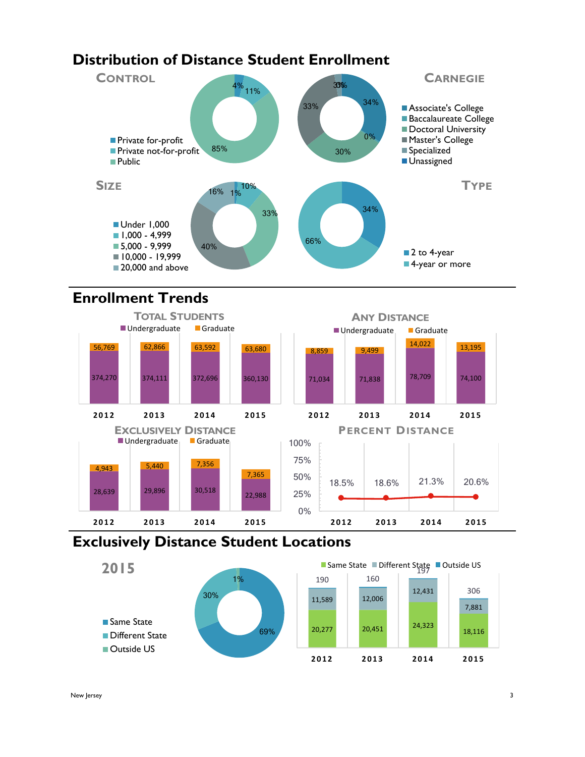# Distribution of Distance Student Enrollment

## Control

- Private for-profit: 4%
- Private not-for-profit: 11%
- Public: 85%

## Carnegie

- Associate's College: 34%
- Baccalaureate College: 0%
- Doctoral University: 30%
- Master's College: 33%
- Specialized: 3%
- Unassigned: 0%

## Size

- Under 1,000: 1%
- 1,000 - 4,999: 10%
- 5,000 - 9,999: 33%
- 10,000 - 19,999: 40%
- 20,000 and above: 16%

## Type

- 2 to 4-year: 34%
- 4-year or more: 66%

# Enrollment Trends

## Total Students

| | 2012 | 2013 | 2014 | 2015 |
|---|---|---|---|---|
| Undergraduate | 374,270 | 374,111 | 372,696 | 360,130 |
| Graduate | 56,769 | 62,866 | 63,592 | 63,680 |

## Any Distance

| | 2012 | 2013 | 2014 | 2015 |
|---|---|---|---|---|
| Undergraduate | 71,034 | 71,838 | 78,709 | 74,100 |
| Graduate | 8,859 | 9,499 | 14,022 | 13,195 |

## Exclusively Distance

| | 2012 | 2013 | 2014 | 2015 |
|---|---|---|---|---|
| Undergraduate | 28,639 | 29,896 | 30,518 | 22,988 |
| Graduate | 4,943 | 5,440 | 7,356 | 7,365 |

## Percent Distance

| 2012 | 2013 | 2014 | 2015 |
|---|---|---|---|
| 18.5% | 18.6% | 21.3% | 20.6% |

# Exclusively Distance Student Locations

## 2015

- Same State: 69%
- Different State: 30%
- Outside US: 1%

| | 2012 | 2013 | 2014 | 2015 |
|---|---|---|---|---|
| Same State | 20,277 | 20,451 | 24,323 | 18,116 |
| Different State | 11,589 | 12,006 | 12,431 | 7,881 |
| Outside US | 190 | 160 | 197 | 306 |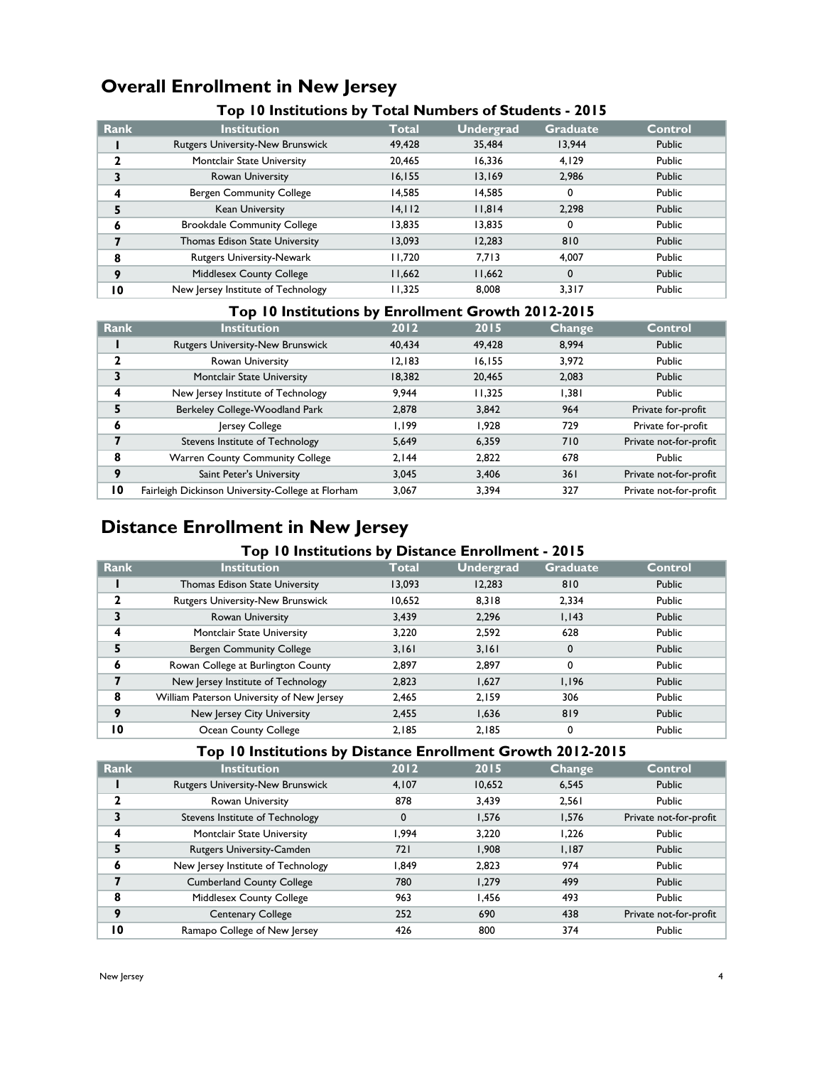## Overall Enrollment in New Jersey

### Top 10 Institutions by Total Numbers of Students - 2015

| Rank | Institution | Total | Undergrad | Graduate | Control |
|---|---|---|---|---|---|
| 1 | Rutgers University-New Brunswick | 49,428 | 35,484 | 13,944 | Public |
| 2 | Montclair State University | 20,465 | 16,336 | 4,129 | Public |
| 3 | Rowan University | 16,155 | 13,169 | 2,986 | Public |
| 4 | Bergen Community College | 14,585 | 14,585 | 0 | Public |
| 5 | Kean University | 14,112 | 11,814 | 2,298 | Public |
| 6 | Brookdale Community College | 13,835 | 13,835 | 0 | Public |
| 7 | Thomas Edison State University | 13,093 | 12,283 | 810 | Public |
| 8 | Rutgers University-Newark | 11,720 | 7,713 | 4,007 | Public |
| 9 | Middlesex County College | 11,662 | 11,662 | 0 | Public |
| 10 | New Jersey Institute of Technology | 11,325 | 8,008 | 3,317 | Public |

### Top 10 Institutions by Enrollment Growth 2012-2015

| Rank | Institution | 2012 | 2015 | Change | Control |
|---|---|---|---|---|---|
| 1 | Rutgers University-New Brunswick | 40,434 | 49,428 | 8,994 | Public |
| 2 | Rowan University | 12,183 | 16,155 | 3,972 | Public |
| 3 | Montclair State University | 18,382 | 20,465 | 2,083 | Public |
| 4 | New Jersey Institute of Technology | 9,944 | 11,325 | 1,381 | Public |
| 5 | Berkeley College-Woodland Park | 2,878 | 3,842 | 964 | Private for-profit |
| 6 | Jersey College | 1,199 | 1,928 | 729 | Private for-profit |
| 7 | Stevens Institute of Technology | 5,649 | 6,359 | 710 | Private not-for-profit |
| 8 | Warren County Community College | 2,144 | 2,822 | 678 | Public |
| 9 | Saint Peter's University | 3,045 | 3,406 | 361 | Private not-for-profit |
| 10 | Fairleigh Dickinson University-College at Florham | 3,067 | 3,394 | 327 | Private not-for-profit |

## Distance Enrollment in New Jersey

### Top 10 Institutions by Distance Enrollment - 2015

| Rank | Institution | Total | Undergrad | Graduate | Control |
|---|---|---|---|---|---|
| 1 | Thomas Edison State University | 13,093 | 12,283 | 810 | Public |
| 2 | Rutgers University-New Brunswick | 10,652 | 8,318 | 2,334 | Public |
| 3 | Rowan University | 3,439 | 2,296 | 1,143 | Public |
| 4 | Montclair State University | 3,220 | 2,592 | 628 | Public |
| 5 | Bergen Community College | 3,161 | 3,161 | 0 | Public |
| 6 | Rowan College at Burlington County | 2,897 | 2,897 | 0 | Public |
| 7 | New Jersey Institute of Technology | 2,823 | 1,627 | 1,196 | Public |
| 8 | William Paterson University of New Jersey | 2,465 | 2,159 | 306 | Public |
| 9 | New Jersey City University | 2,455 | 1,636 | 819 | Public |
| 10 | Ocean County College | 2,185 | 2,185 | 0 | Public |

### Top 10 Institutions by Distance Enrollment Growth 2012-2015

| Rank | Institution | 2012 | 2015 | Change | Control |
|---|---|---|---|---|---|
| 1 | Rutgers University-New Brunswick | 4,107 | 10,652 | 6,545 | Public |
| 2 | Rowan University | 878 | 3,439 | 2,561 | Public |
| 3 | Stevens Institute of Technology | 0 | 1,576 | 1,576 | Private not-for-profit |
| 4 | Montclair State University | 1,994 | 3,220 | 1,226 | Public |
| 5 | Rutgers University-Camden | 721 | 1,908 | 1,187 | Public |
| 6 | New Jersey Institute of Technology | 1,849 | 2,823 | 974 | Public |
| 7 | Cumberland County College | 780 | 1,279 | 499 | Public |
| 8 | Middlesex County College | 963 | 1,456 | 493 | Public |
| 9 | Centenary College | 252 | 690 | 438 | Private not-for-profit |
| 10 | Ramapo College of New Jersey | 426 | 800 | 374 | Public |